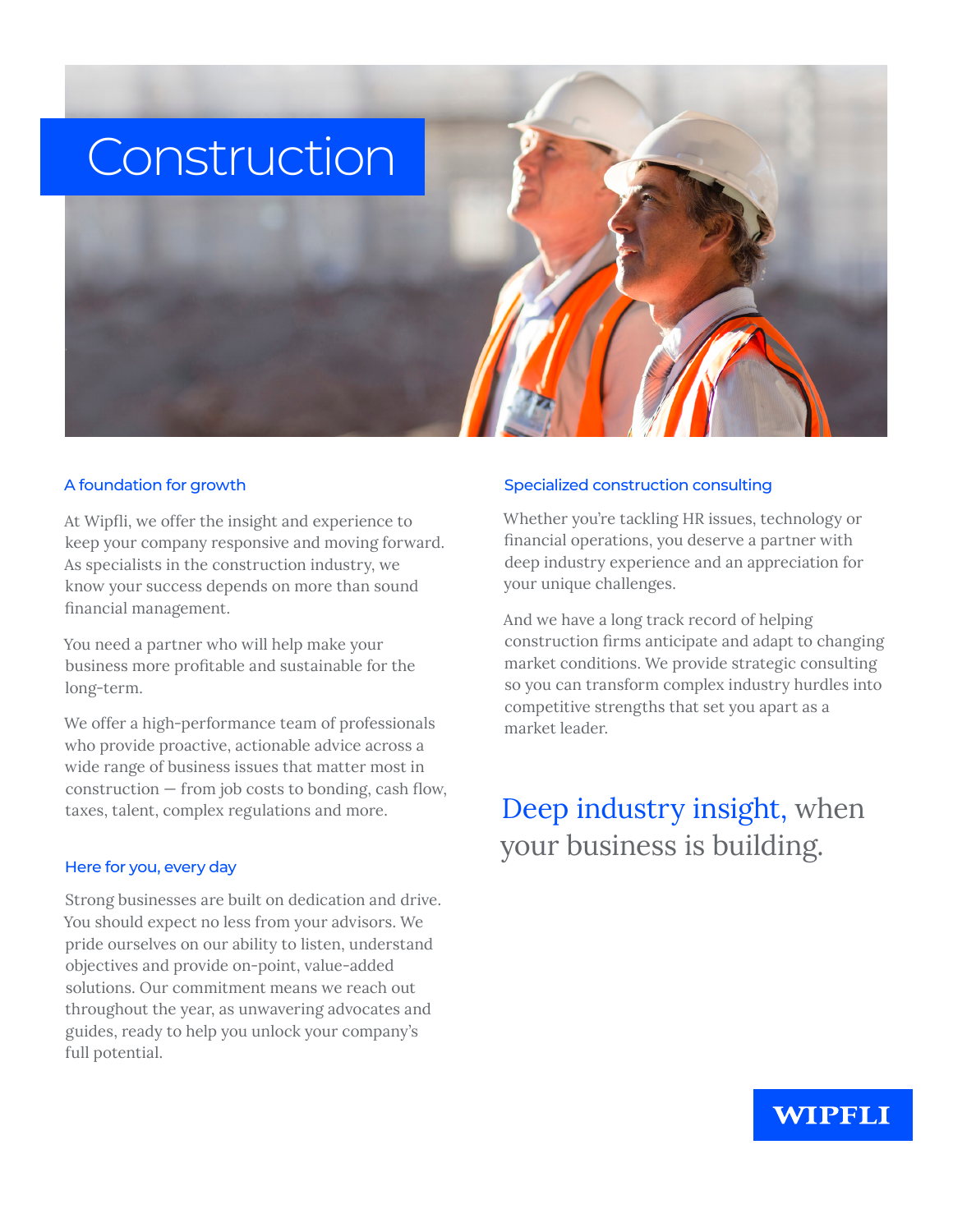# Construction

## A foundation for growth

At Wipfli, we offer the insight and experience to keep your company responsive and moving forward. As specialists in the construction industry, we know your success depends on more than sound financial management.

You need a partner who will help make your business more profitable and sustainable for the long-term.

We offer a high-performance team of professionals who provide proactive, actionable advice across a wide range of business issues that matter most in construction — from job costs to bonding, cash flow, taxes, talent, complex regulations and more.

## Here for you, every day

Strong businesses are built on dedication and drive. You should expect no less from your advisors. We pride ourselves on our ability to listen, understand objectives and provide on-point, value-added solutions. Our commitment means we reach out throughout the year, as unwavering advocates and guides, ready to help you unlock your company's full potential.

## Specialized construction consulting

Whether you're tackling HR issues, technology or financial operations, you deserve a partner with deep industry experience and an appreciation for your unique challenges.

And we have a long track record of helping construction firms anticipate and adapt to changing market conditions. We provide strategic consulting so you can transform complex industry hurdles into competitive strengths that set you apart as a market leader.

Deep industry insight, when your business is building.

WIPFLI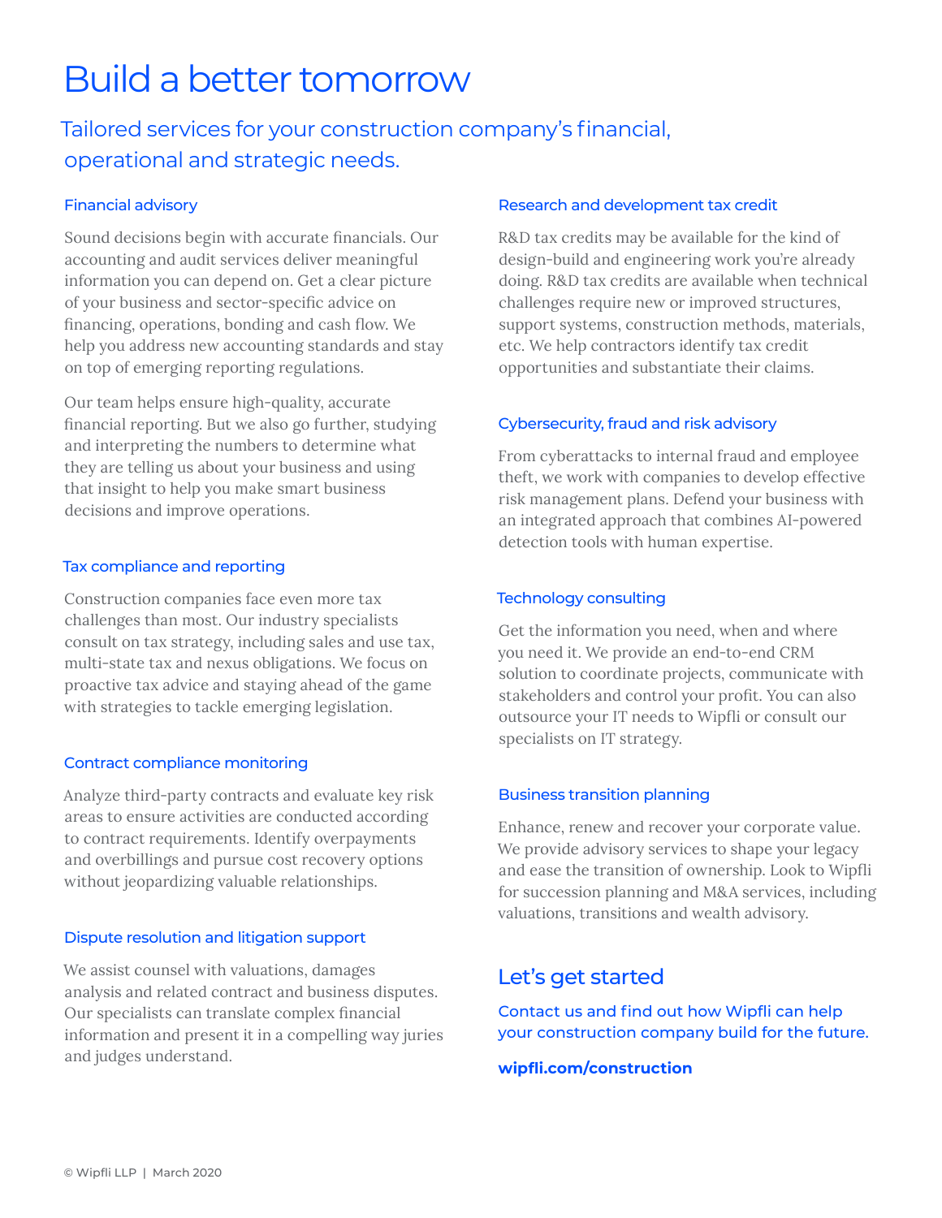# Build a better tomorrow

## Tailored services for your construction company's financial, operational and strategic needs.

### Financial advisory

Sound decisions begin with accurate financials. Our accounting and audit services deliver meaningful information you can depend on. Get a clear picture of your business and sector-specific advice on financing, operations, bonding and cash flow. We help you address new accounting standards and stay on top of emerging reporting regulations.

Our team helps ensure high-quality, accurate financial reporting. But we also go further, studying and interpreting the numbers to determine what they are telling us about your business and using that insight to help you make smart business decisions and improve operations.

### Tax compliance and reporting

Construction companies face even more tax challenges than most. Our industry specialists consult on tax strategy, including sales and use tax, multi-state tax and nexus obligations. We focus on proactive tax advice and staying ahead of the game with strategies to tackle emerging legislation.

### Contract compliance monitoring

Analyze third-party contracts and evaluate key risk areas to ensure activities are conducted according to contract requirements. Identify overpayments and overbillings and pursue cost recovery options without jeopardizing valuable relationships.

### Dispute resolution and litigation support

We assist counsel with valuations, damages analysis and related contract and business disputes. Our specialists can translate complex financial information and present it in a compelling way juries and judges understand.

### Research and development tax credit

R&D tax credits may be available for the kind of design-build and engineering work you're already doing. R&D tax credits are available when technical challenges require new or improved structures, support systems, construction methods, materials, etc. We help contractors identify tax credit opportunities and substantiate their claims.

### Cybersecurity, fraud and risk advisory

From cyberattacks to internal fraud and employee theft, we work with companies to develop effective risk management plans. Defend your business with an integrated approach that combines AI-powered detection tools with human expertise.

### Technology consulting

Get the information you need, when and where you need it. We provide an end-to-end CRM solution to coordinate projects, communicate with stakeholders and control your profit. You can also outsource your IT needs to Wipfli or consult our specialists on IT strategy.

### Business transition planning

Enhance, renew and recover your corporate value. We provide advisory services to shape your legacy and ease the transition of ownership. Look to Wipfli for succession planning and M&A services, including valuations, transitions and wealth advisory.

## Let's get started

Contact us and find out how Wipfli can help your construction company build for the future.

**wipfli.com/construction**

© Wipfli LLP | March 2020